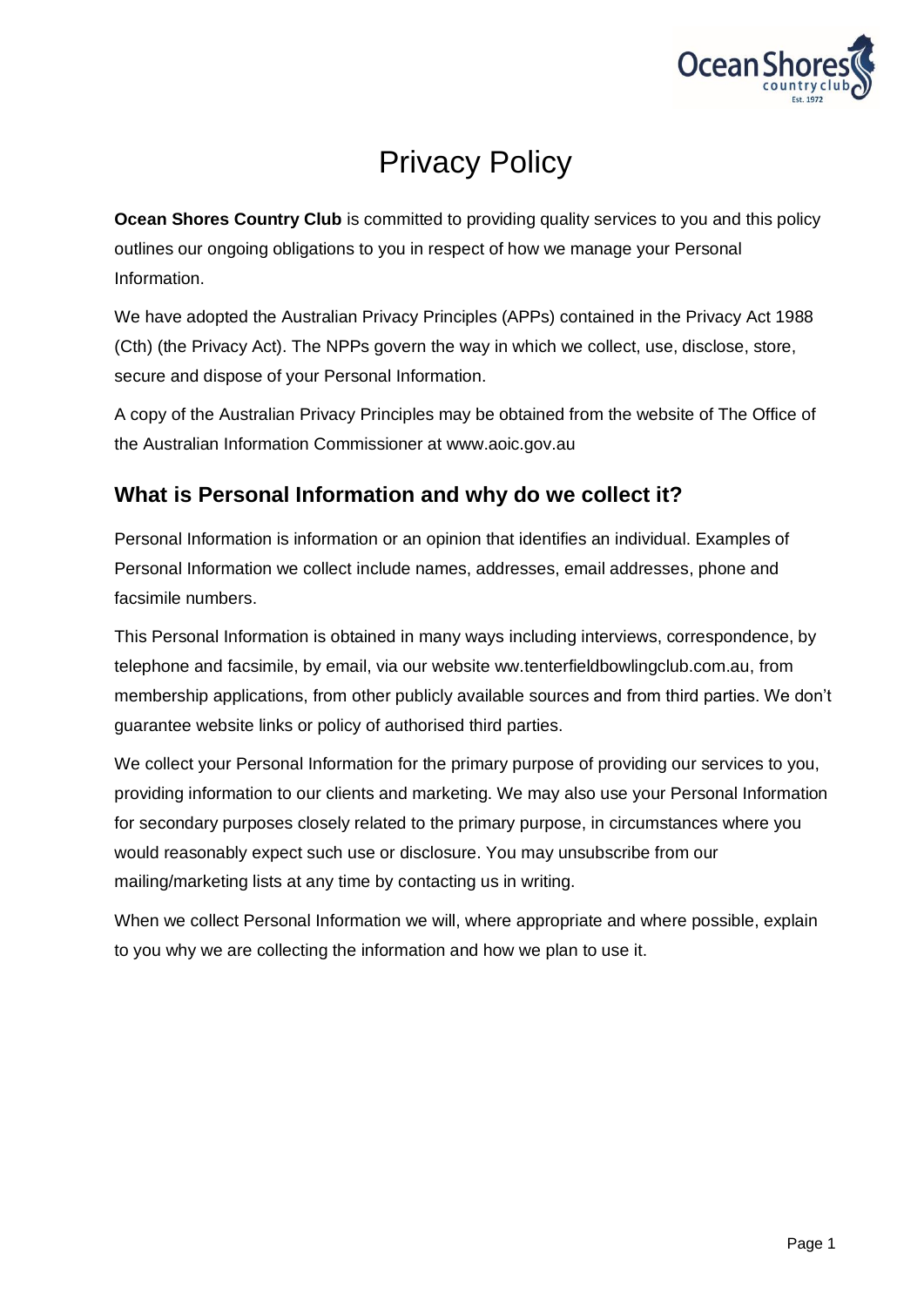# Privacy Policy

**Ocean Shores Country Club** is committed to providing quality services to you and this policy outlines our ongoing obligations to you in respect of how we manage your Personal Information.

We have adopted the Australian Privacy Principles (APPs) contained in the Privacy Act 1988 (Cth) (the Privacy Act). The NPPs govern the way in which we collect, use, disclose, store, secure and dispose of your Personal Information.

A copy of the Australian Privacy Principles may be obtained from the website of The Office of the Australian Information Commissioner at www.aoic.gov.au

## What is Personal Information and why do we collect it?

Personal Information is information or an opinion that identifies an individual. Examples of Personal Information we collect include names, addresses, email addresses, phone and facsimile numbers.

This Personal Information is obtained in many ways including interviews, correspondence, by telephone and facsimile, by email, via our website ww.tenterfieldbowlingclub.com.au, from membership applications, from other publicly available sources and from third parties. We don't guarantee website links or policy of authorised third parties.

We collect your Personal Information for the primary purpose of providing our services to you, providing information to our clients and marketing. We may also use your Personal Information for secondary purposes closely related to the primary purpose, in circumstances where you would reasonably expect such use or disclosure. You may unsubscribe from our mailing/marketing lists at any time by contacting us in writing.

When we collect Personal Information we will, where appropriate and where possible, explain to you why we are collecting the information and how we plan to use it.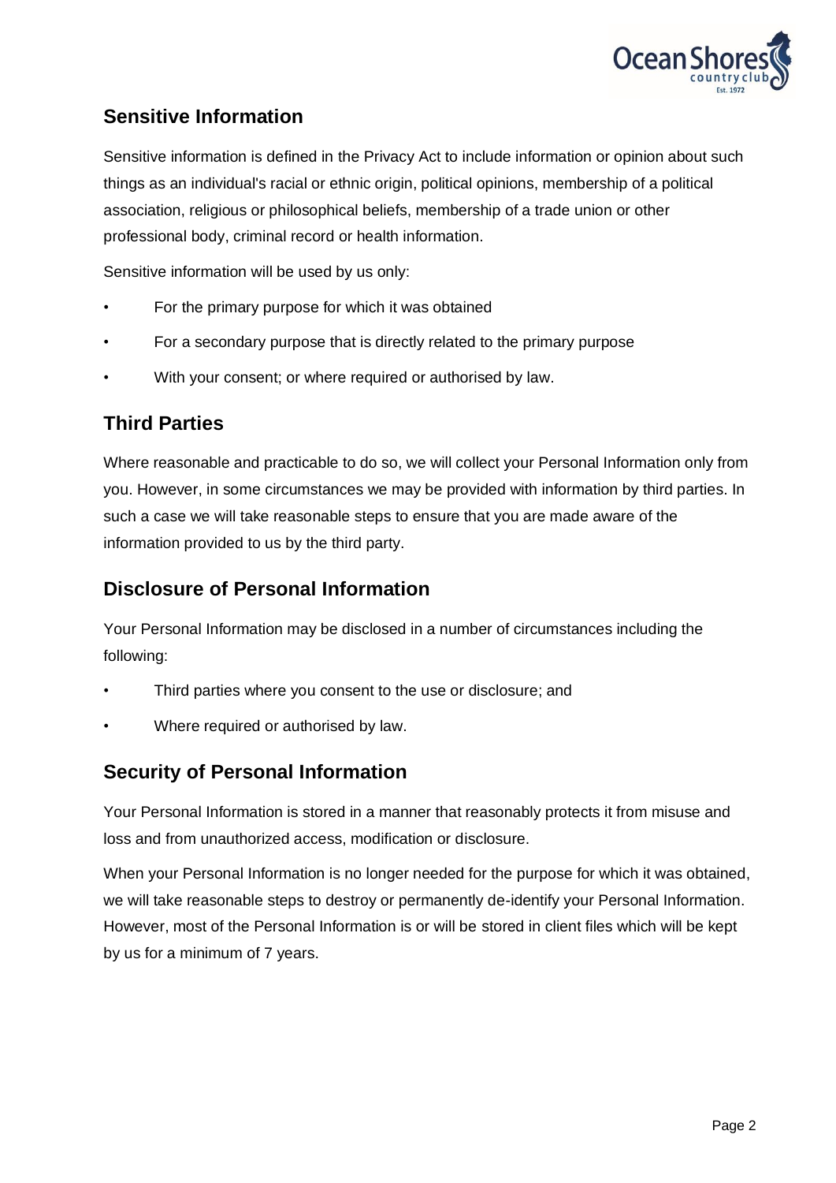## Sensitive Information

Sensitive information is defined in the Privacy Act to include information or opinion about such things as an individual's racial or ethnic origin, political opinions, membership of a political association, religious or philosophical beliefs, membership of a trade union or other professional body, criminal record or health information.

Sensitive information will be used by us only:

- For the primary purpose for which it was obtained
- For a secondary purpose that is directly related to the primary purpose
- With your consent; or where required or authorised by law.

## Third Parties

Where reasonable and practicable to do so, we will collect your Personal Information only from you. However, in some circumstances we may be provided with information by third parties. In such a case we will take reasonable steps to ensure that you are made aware of the information provided to us by the third party.

## Disclosure of Personal Information

Your Personal Information may be disclosed in a number of circumstances including the following:

- Third parties where you consent to the use or disclosure; and
- Where required or authorised by law.

## Security of Personal Information

Your Personal Information is stored in a manner that reasonably protects it from misuse and loss and from unauthorized access, modification or disclosure.

When your Personal Information is no longer needed for the purpose for which it was obtained, we will take reasonable steps to destroy or permanently de-identify your Personal Information. However, most of the Personal Information is or will be stored in client files which will be kept by us for a minimum of 7 years.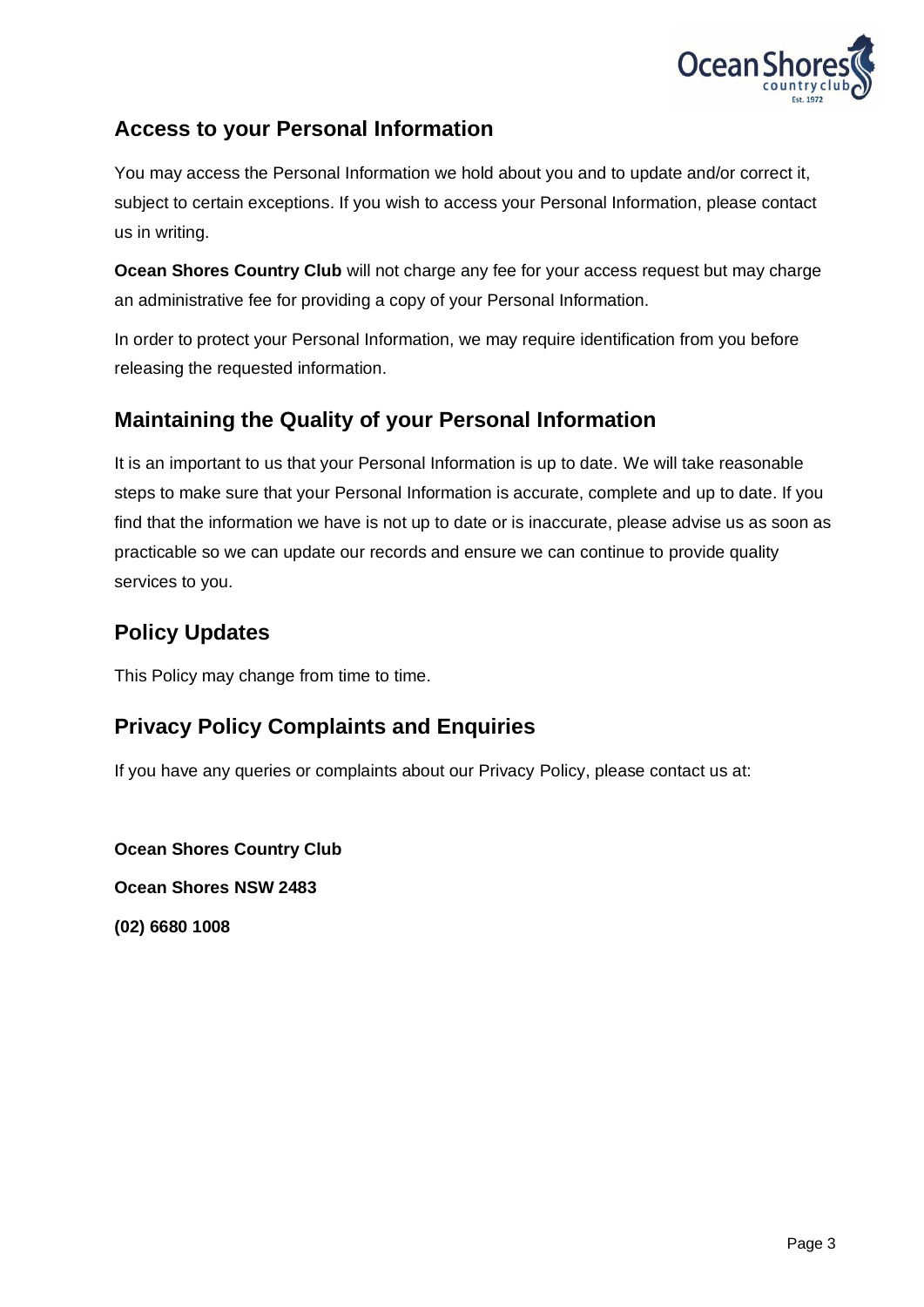## Access to your Personal Information

You may access the Personal Information we hold about you and to update and/or correct it, subject to certain exceptions. If you wish to access your Personal Information, please contact us in writing.

**Ocean Shores Country Club** will not charge any fee for your access request but may charge an administrative fee for providing a copy of your Personal Information.

In order to protect your Personal Information, we may require identification from you before releasing the requested information.

## Maintaining the Quality of your Personal Information

It is an important to us that your Personal Information is up to date. We will take reasonable steps to make sure that your Personal Information is accurate, complete and up to date. If you find that the information we have is not up to date or is inaccurate, please advise us as soon as practicable so we can update our records and ensure we can continue to provide quality services to you.

## Policy Updates

This Policy may change from time to time.

## Privacy Policy Complaints and Enquiries

If you have any queries or complaints about our Privacy Policy, please contact us at:

**Ocean Shores Country Club**

**Ocean Shores NSW 2483**

**(02) 6680 1008**